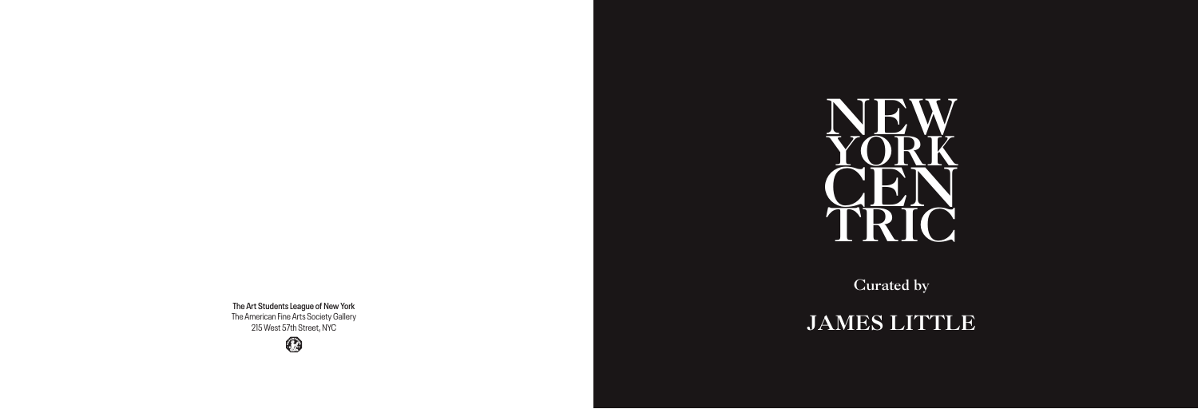# NEW YORK CEN TRIC

Curated by

## JAMES LITTLE

**The Art Students League of New York**
The American Fine Arts Society Gallery
215 West 57th Street, NYC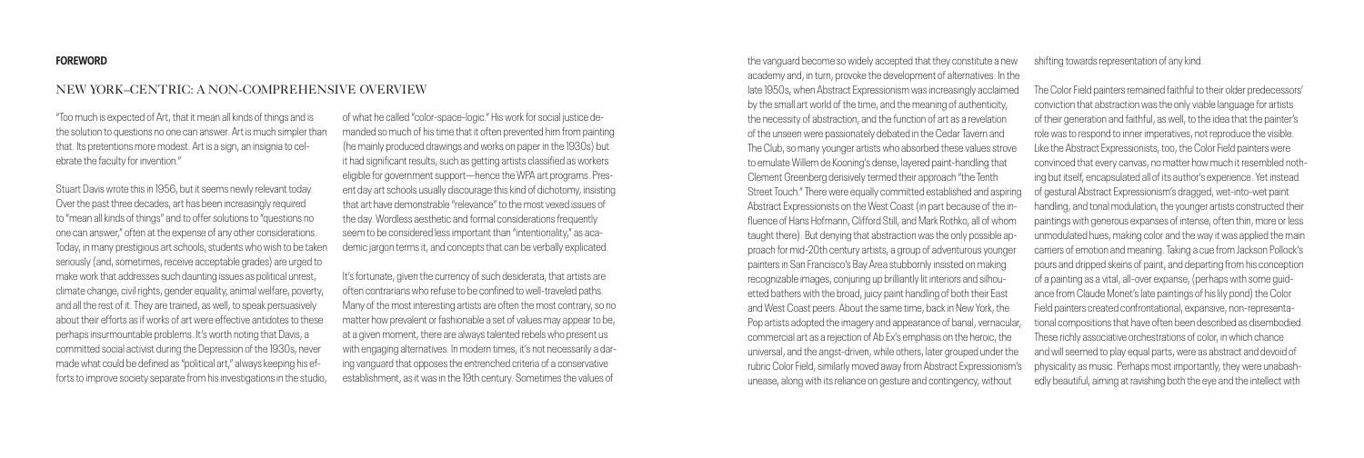**FOREWORD**

## NEW YORK–CENTRIC: A NON-COMPREHENSIVE OVERVIEW

"Too much is expected of Art, that it mean all kinds of things and is the solution to questions no one can answer. Art is much simpler than that. Its pretentions more modest. Art is a sign, an insignia to celebrate the faculty for invention."

Stuart Davis wrote this in 1956, but it seems newly relevant today. Over the past three decades, art has been increasingly required to "mean all kinds of things" and to offer solutions to "questions no one can answer," often at the expense of any other considerations. Today, in many prestigious art schools, students who wish to be taken seriously (and, sometimes, receive acceptable grades) are urged to make work that addresses such daunting issues as political unrest, climate change, civil rights, gender equality, animal welfare, poverty, and all the rest of it. They are trained, as well, to speak persuasively about their efforts as if works of art were effective antidotes to these perhaps insurmountable problems. It's worth noting that Davis, a committed social activist during the Depression of the 1930s, never made what could be defined as "political art," always keeping his efforts to improve society separate from his investigations in the studio, of what he called "color-space-logic." His work for social justice demanded so much of his time that it often prevented him from painting (he mainly produced drawings and works on paper in the 1930s) but it had significant results, such as getting artists classified as workers eligible for government support—hence the WPA art programs. Present day art schools usually discourage this kind of dichotomy, insisting that art have demonstrable "relevance" to the most vexed issues of the day. Wordless aesthetic and formal considerations frequently seem to be considered less important than "intentionality," as academic jargon terms it, and concepts that can be verbally explicated.

It's fortunate, given the currency of such desiderata, that artists are often contrarians who refuse to be confined to well-traveled paths. Many of the most interesting artists are often the most contrary, so no matter how prevalent or fashionable a set of values may appear to be, at a given moment, there are always talented rebels who present us with engaging alternatives. In modern times, it's not necessarily a daring vanguard that opposes the entrenched criteria of a conservative establishment, as it was in the 19th century. Sometimes the values of the vanguard become so widely accepted that they constitute a new academy and, in turn, provoke the development of alternatives. In the late 1950s, when Abstract Expressionism was increasingly acclaimed by the small art world of the time, and the meaning of authenticity, the necessity of abstraction, and the function of art as a revelation of the unseen were passionately debated in the Cedar Tavern and The Club, so many younger artists who absorbed these values strove to emulate Willem de Kooning's dense, layered paint-handling that Clement Greenberg derisively termed their approach "the Tenth Street Touch." There were equally committed established and aspiring Abstract Expressionists on the West Coast (in part because of the influence of Hans Hofmann, Clifford Still, and Mark Rothko, all of whom taught there). But denying that abstraction was the only possible approach for mid-20th century artists, a group of adventurous younger painters in San Francisco's Bay Area stubbornly insisted on making recognizable images, conjuring up brilliantly lit interiors and silhouetted bathers with the broad, juicy paint handling of both their East and West Coast peers. About the same time, back in New York, the Pop artists adopted the imagery and appearance of banal, vernacular, commercial art as a rejection of Ab Ex's emphasis on the heroic, the universal, and the angst-driven, while others, later grouped under the rubric Color Field, similarly moved away from Abstract Expressionism's unease, along with its reliance on gesture and contingency, without shifting towards representation of any kind.

The Color Field painters remained faithful to their older predecessors' conviction that abstraction was the only viable language for artists of their generation and faithful, as well, to the idea that the painter's role was to respond to inner imperatives, not reproduce the visible. Like the Abstract Expressionists, too, the Color Field painters were convinced that every canvas, no matter how much it resembled nothing but itself, encapsulated all of its author's experience. Yet instead of gestural Abstract Expressionism's dragged, wet-into-wet paint handling, and tonal modulation, the younger artists constructed their paintings with generous expanses of intense, often thin, more or less unmodulated hues, making color and the way it was applied the main carriers of emotion and meaning. Taking a cue from Jackson Pollock's pours and dripped skeins of paint, and departing from his conception of a painting as a vital, all-over expanse, (perhaps with some guidance from Claude Monet's late paintings of his lily pond) the Color Field painters created confrontational, expansive, non-representational compositions that have often been described as disembodied. These richly associative orchestrations of color, in which chance and will seemed to play equal parts, were as abstract and devoid of physicality as music. Perhaps most importantly, they were unabashedly beautiful, aiming at ravishing both the eye and the intellect with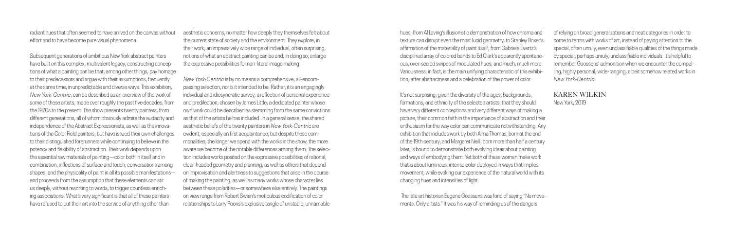radiant hues that often seemed to have arrived on the canvas without effort and to have become pure visual phenomena.

Subsequent generations of ambitious New York abstract painters have built on this complex, multivalent legacy, constructing conceptions of what a painting can be that, among other things, pay homage to their predecessors and argue with their assumptions, frequently at the same time, in unpredictable and diverse ways. This exhibition, *New York-Centric*, can be described as an overview of the work of some of these artists, made over roughly the past five decades, from the 1970s to the present. The show presents twenty painters, from different generations, all of whom obviously admire the audacity and independence of the Abstract Expressionists, as well as the innovations of the Color Field painters, but have issued their own challenges to their distinguished forerunners while continuing to believe in the potency and flexibility of abstraction. Their work depends upon the essential raw materials of painting—color both in itself and in combination, inflections of surface and touch, conversations among shapes, and the physicality of paint in all its possible manifestations—and proceeds from the assumption that these elements can stir us deeply, without resorting to words, to trigger countless enriching associations. What's very significant is that all of these painters have refused to put their art into the service of anything other than aesthetic concerns, no matter how deeply they themselves felt about the current state of society and the environment. They explore, in their work, an impressively wide range of individual, often surprising, notions of what an abstract painting can be and, in doing so, enlarge the expressive possibilities for non-literal image making.

*New York-Centric* is by no means a comprehensive, all-encompassing selection, nor is it intended to be. Rather, it is an engagingly individual and idiosyncratic survey, a reflection of personal experience and predilection, chosen by James Little, a dedicated painter whose own work could be described as stemming from the same convictions as that of the artists he has included. In a general sense, the shared aesthetic beliefs of the twenty painters in *New York-Centric* are evident, especially on first acquaintance, but despite these commonalities, the longer we spend with the works in the show, the more aware we become of the notable differences among them. The selection includes works posited on the expressive possibilities of rational, clear-headed geometry and planning, as well as others that depend on improvisation and alertness to suggestions that arise in the course of making the painting, as well as many works whose character lies between these polarities—or somewhere else entirely. The paintings on view range from Robert Swain's meticulous codification of color relationships to Larry Poons's explosive tangle of unstable, unnamable hues; from Al Loving's illusionistic demonstration of how chroma and texture can disrupt even the most lucid geometry, to Stanley Boxer's affirmation of the materiality of paint itself; from Gabriele Evertz's disciplined array of colored bands to Ed Clark's apparently spontaneous, over-scaled swipes of modulated hues; and much, much more. Variousness, in fact, is the main unifying characteristic of this exhibition, after abstractness and a celebration of the power of color.

It's not surprising, given the diversity of the ages, backgrounds, formations, and ethnicity of the selected artists, that they should have very different conceptions and very different ways of making a picture, their common faith in the importance of abstraction and their enthusiasm for the way color can communicate notwithstanding. Any exhibition that includes work by both Alma Thomas, born at the end of the 19th century, and Margaret Neill, born more than half a century later, is bound to demonstrate both evolving ideas about painting and ways of embodying them. Yet both of these women make work that is about luminous, intense color deployed in ways that implies movement, while evoking our experience of the natural world with its changing hues and intensities of light.

The late art historian Eugene Goossens was fond of saying "No movements. Only artists." It was his way of reminding us of the dangers of relying on broad generalizations and neat categories in order to come to terms with works of art, instead of paying attention to the special, often unruly, even unclassifiable qualities of the things made by special, perhaps unruly, unclassifiable individuals. It's helpful to remember Goossens' admonition when we encounter the compelling, highly personal, wide-ranging, albeit somehow related works in *New York-Centric*.

KAREN WILKIN
New York, 2019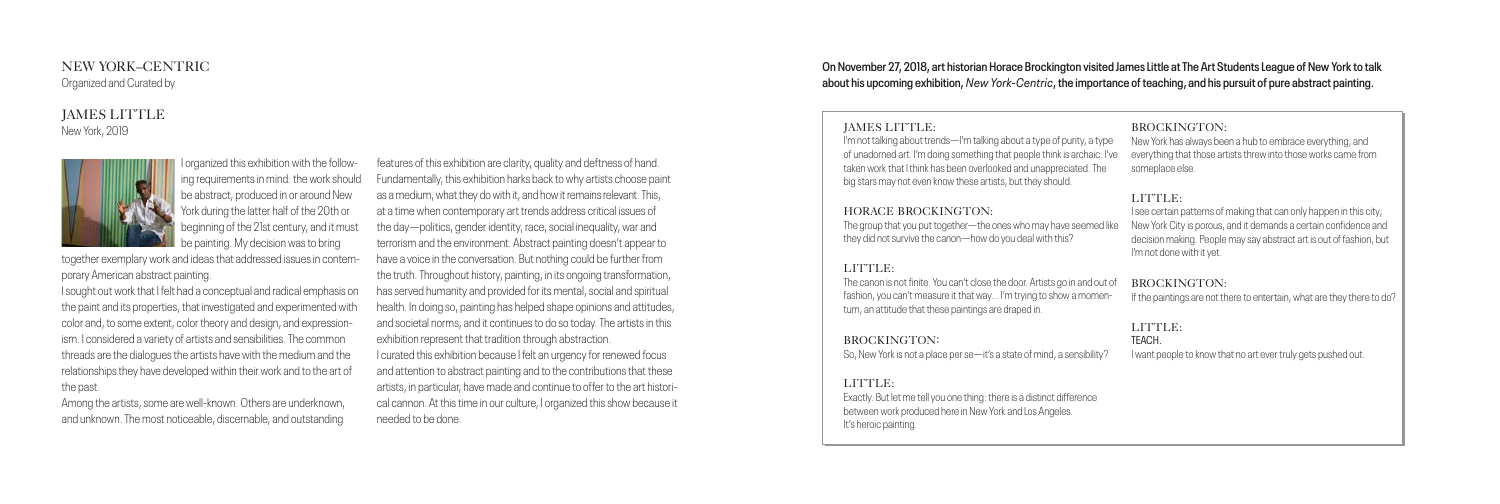# NEW YORK–CENTRIC

Organized and Curated by

## JAMES LITTLE

New York, 2019

I organized this exhibition with the following requirements in mind: the work should be abstract, produced in or around New York during the latter half of the 20th or beginning of the 21st century, and it must be painting. My decision was to bring together exemplary work and ideas that addressed issues in contemporary American abstract painting.

I sought out work that I felt had a conceptual and radical emphasis on the paint and its properties, that investigated and experimented with color and, to some extent, color theory and design, and expressionism. I considered a variety of artists and sensibilities. The common threads are the dialogues the artists have with the medium and the relationships they have developed within their work and to the art of the past.

Among the artists, some are well-known. Others are underknown, and unknown. The most noticeable, discernable, and outstanding features of this exhibition are clarity, quality and deftness of hand. Fundamentally, this exhibition harks back to why artists choose paint as a medium, what they do with it, and how it remains relevant. This, at a time when contemporary art trends address critical issues of the day—politics, gender identity, race, social inequality, war and terrorism and the environment. Abstract painting doesn't appear to have a voice in the conversation. But nothing could be further from the truth. Throughout history, painting, in its ongoing transformation, has served humanity and provided for its mental, social and spiritual health. In doing so, painting has helped shape opinions and attitudes, and societal norms, and it continues to do so today. The artists in this exhibition represent that tradition through abstraction.

I curated this exhibition because I felt an urgency for renewed focus and attention to abstract painting and to the contributions that these artists, in particular, have made and continue to offer to the art historical cannon. At this time in our culture, I organized this show because it needed to be done.

**On November 27, 2018, art historian Horace Brockington visited James Little at The Art Students League of New York to talk about his upcoming exhibition, *New York-Centric*, the importance of teaching, and his pursuit of pure abstract painting.**

JAMES LITTLE:
I'm not talking about trends—I'm talking about a type of purity, a type of unadorned art. I'm doing something that people think is archaic: I've taken work that I think has been overlooked and unappreciated. The big stars may not even know these artists, but they should.

HORACE BROCKINGTON:
The group that you put together—the ones who may have seemed like they did not survive the canon—how do you deal with this?

LITTLE:
The canon is not finite. You can't close the door. Artists go in and out of fashion, you can't measure it that way… I'm trying to show a momentum, an attitude that these paintings are draped in.

BROCKINGTON:
So, New York is not a place per se—it's a state of mind, a sensibility?

LITTLE:
Exactly. But let me tell you one thing: there is a distinct difference between work produced here in New York and Los Angeles. It's heroic painting.

BROCKINGTON:
New York has always been a hub to embrace everything, and everything that those artists threw into those works came from someplace else.

LITTLE:
I see certain patterns of making that can only happen in this city; New York City is porous, and it demands a certain confidence and decision making. People may say abstract art is out of fashion, but I'm not done with it yet.

BROCKINGTON:
If the paintings are not there to entertain, what are they there to do?

LITTLE:
TEACH.
I want people to know that no art ever truly gets pushed out.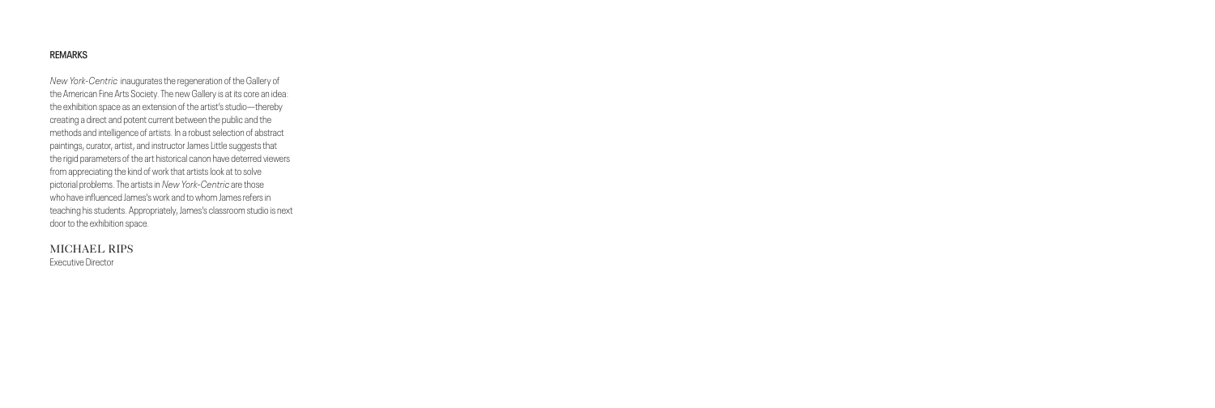## REMARKS

*New York-Centric* inaugurates the regeneration of the Gallery of the American Fine Arts Society. The new Gallery is at its core an idea: the exhibition space as an extension of the artist's studio—thereby creating a direct and potent current between the public and the methods and intelligence of artists. In a robust selection of abstract paintings, curator, artist, and instructor James Little suggests that the rigid parameters of the art historical canon have deterred viewers from appreciating the kind of work that artists look at to solve pictorial problems. The artists in *New York-Centric* are those who have influenced James's work and to whom James refers in teaching his students. Appropriately, James's classroom studio is next door to the exhibition space.

MICHAEL RIPS
Executive Director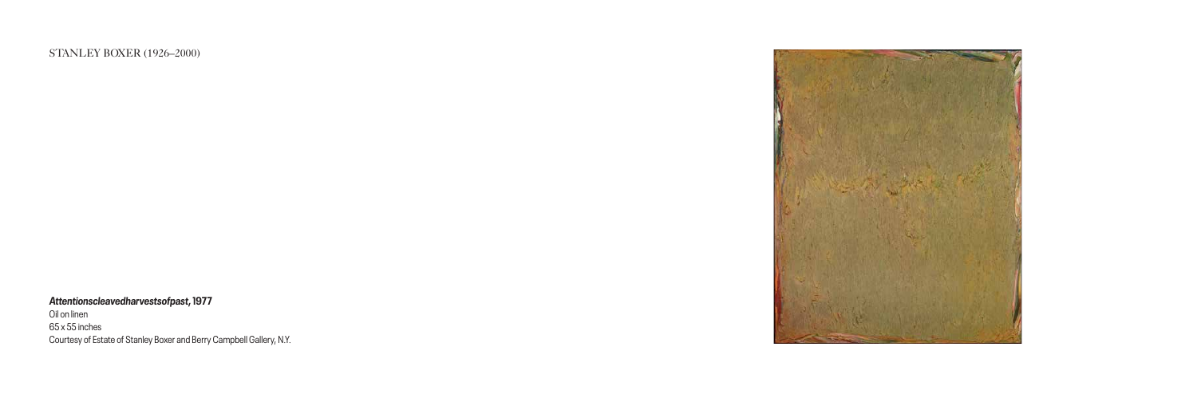STANLEY BOXER (1926–2000)

***Attentionscleavedharvestsofpast*, 1977**

Oil on linen

65 x 55 inches

Courtesy of Estate of Stanley Boxer and Berry Campbell Gallery, N.Y.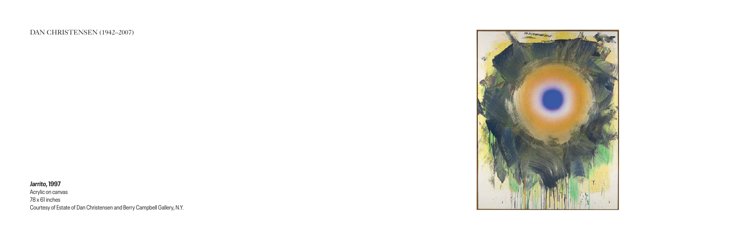DAN CHRISTENSEN (1942–2007)

***Jarrito*, 1997**
Acrylic on canvas
78 x 61 inches
Courtesy of Estate of Dan Christensen and Berry Campbell Gallery, N.Y.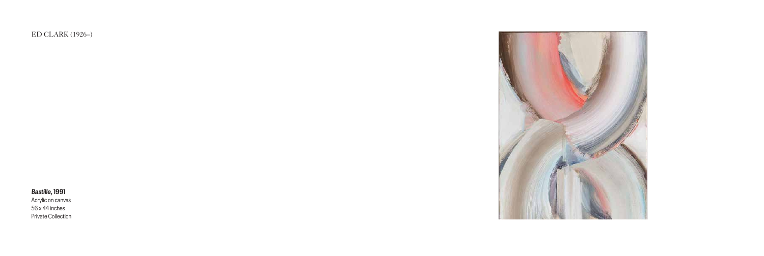ED CLARK (1926–)

***Bastille*, 1991**
Acrylic on canvas
56 x 44 inches
Private Collection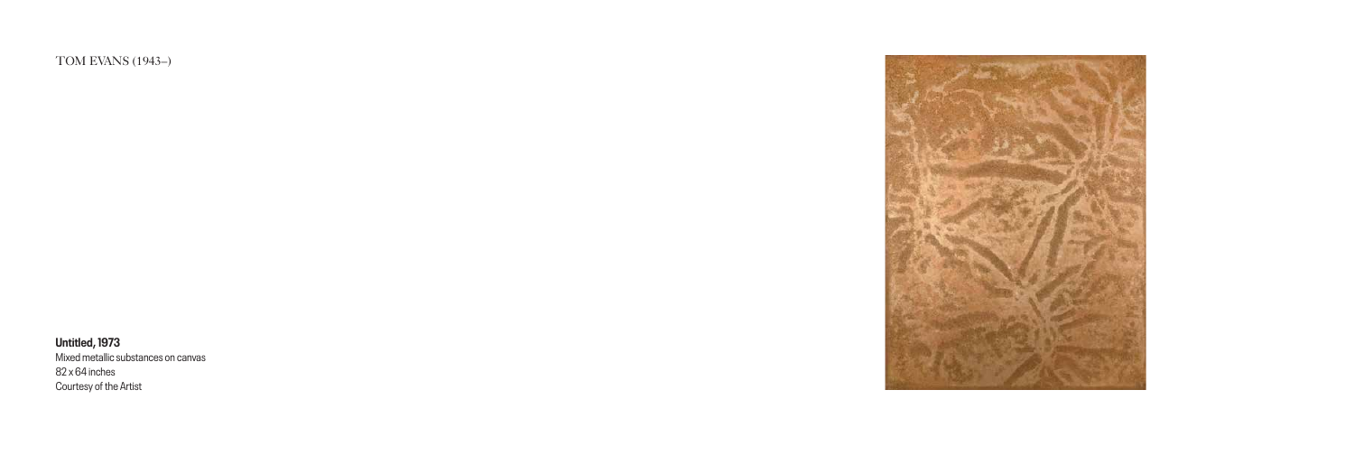TOM EVANS (1943–)

**Untitled, 1973**
Mixed metallic substances on canvas
82 x 64 inches
Courtesy of the Artist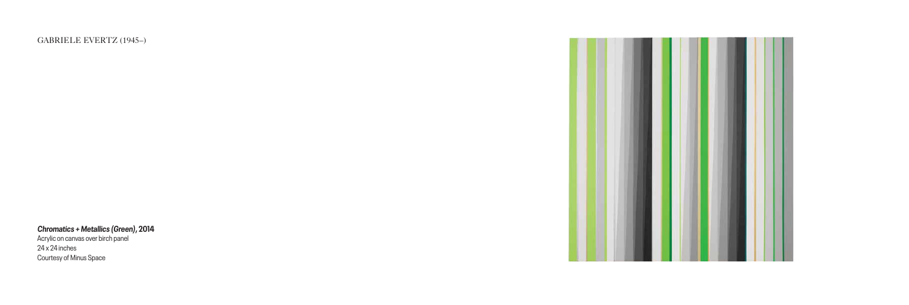GABRIELE EVERTZ (1945–)

***Chromatics + Metallics (Green)*, 2014**
Acrylic on canvas over birch panel
24 x 24 inches
Courtesy of Minus Space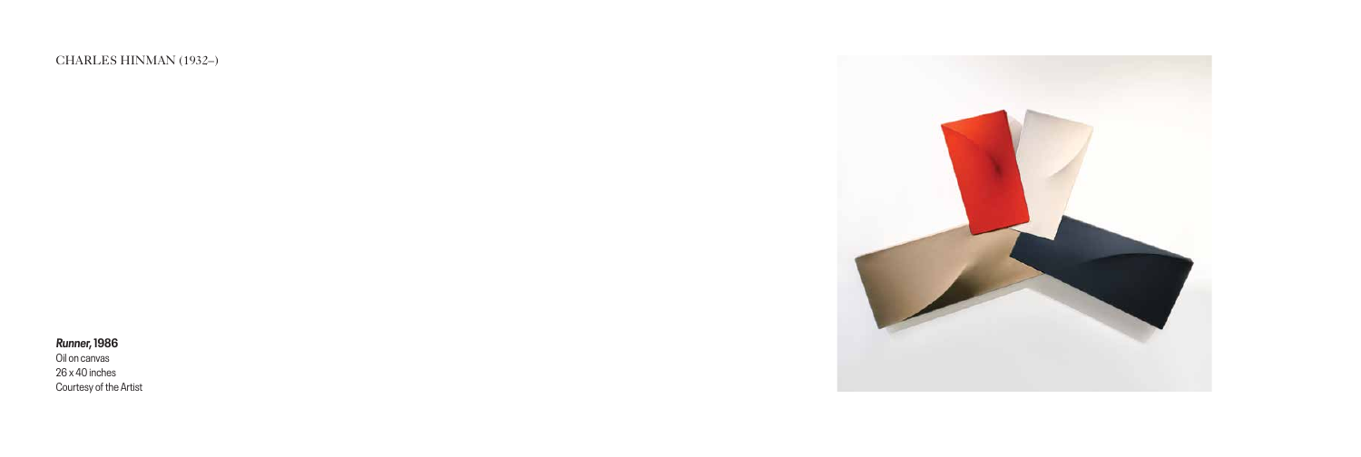CHARLES HINMAN (1932–)

***Runner*, 1986**
Oil on canvas
26 x 40 inches
Courtesy of the Artist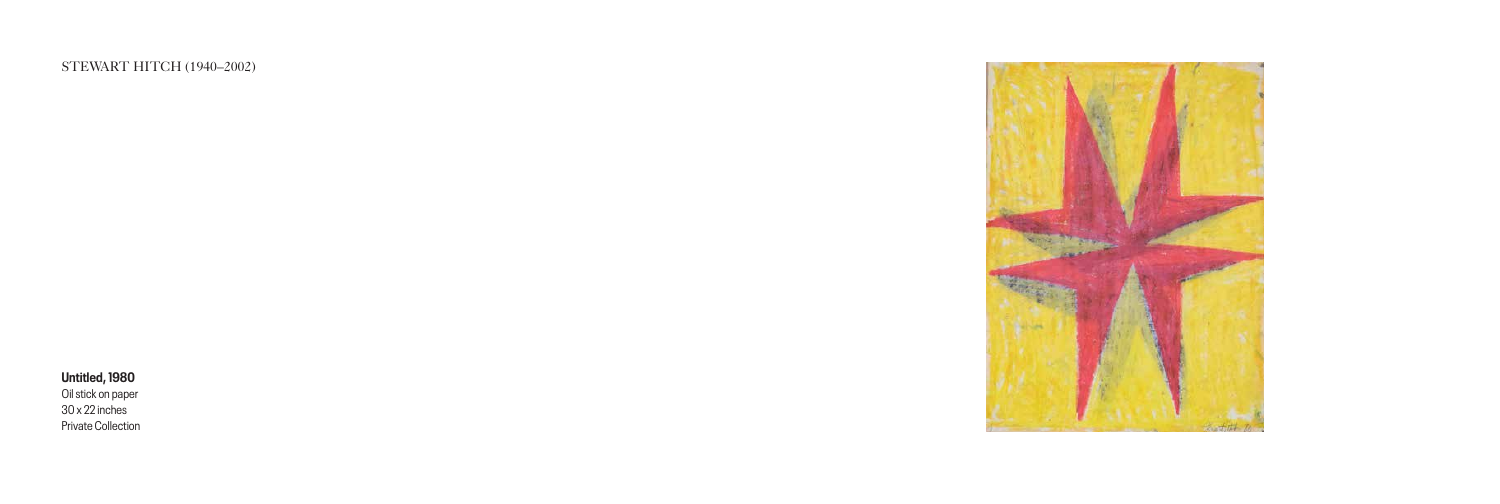STEWART HITCH (1940–2002)

**Untitled, 1980**
Oil stick on paper
30 x 22 inches
Private Collection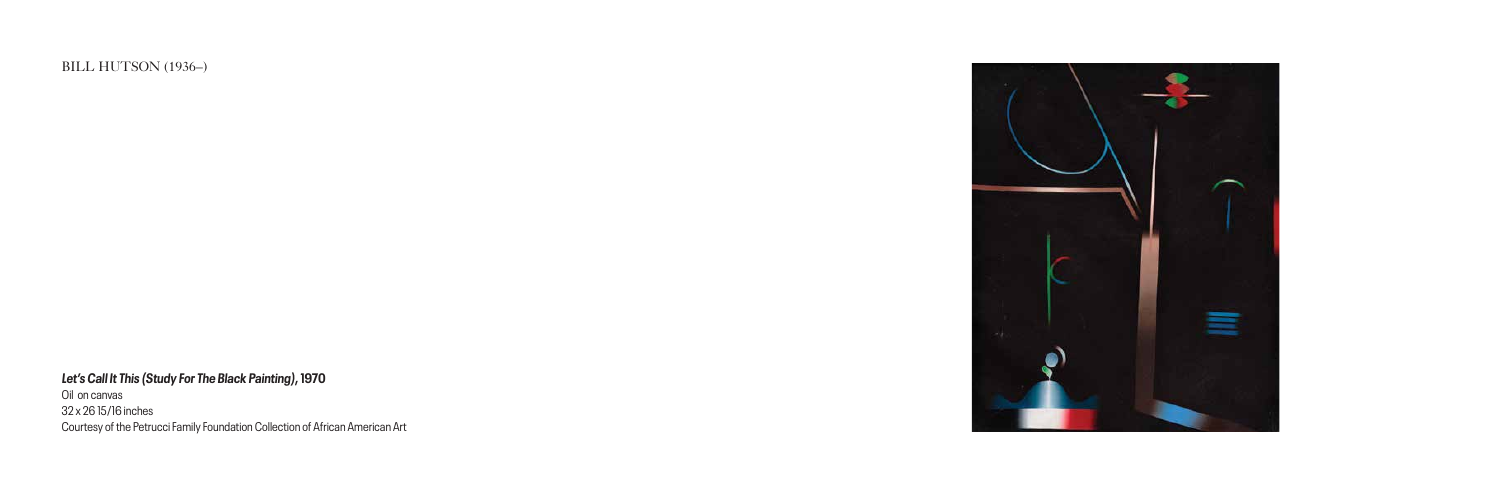BILL HUTSON (1936–)

***Let's Call It This (Study For The Black Painting)*, 1970**
Oil on canvas
32 x 26 15/16 inches
Courtesy of the Petrucci Family Foundation Collection of African American Art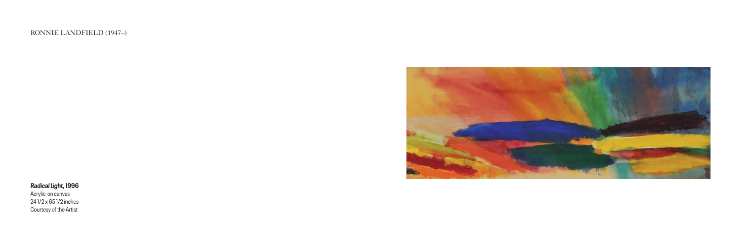RONNIE LANDFIELD (1947–)

***Radical Light*, 1996**
Acrylic on canvas
24 1/2 x 65 1/2 inches
Courtesy of the Artist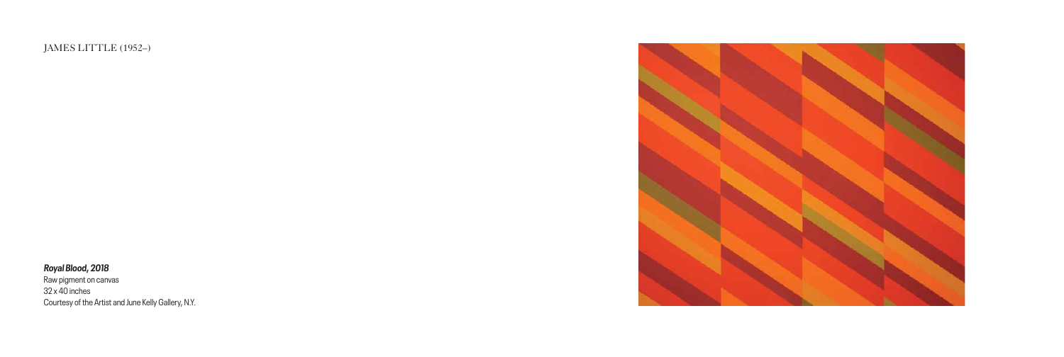JAMES LITTLE (1952–)

***Royal Blood, 2018***
Raw pigment on canvas
32 x 40 inches
Courtesy of the Artist and June Kelly Gallery, N.Y.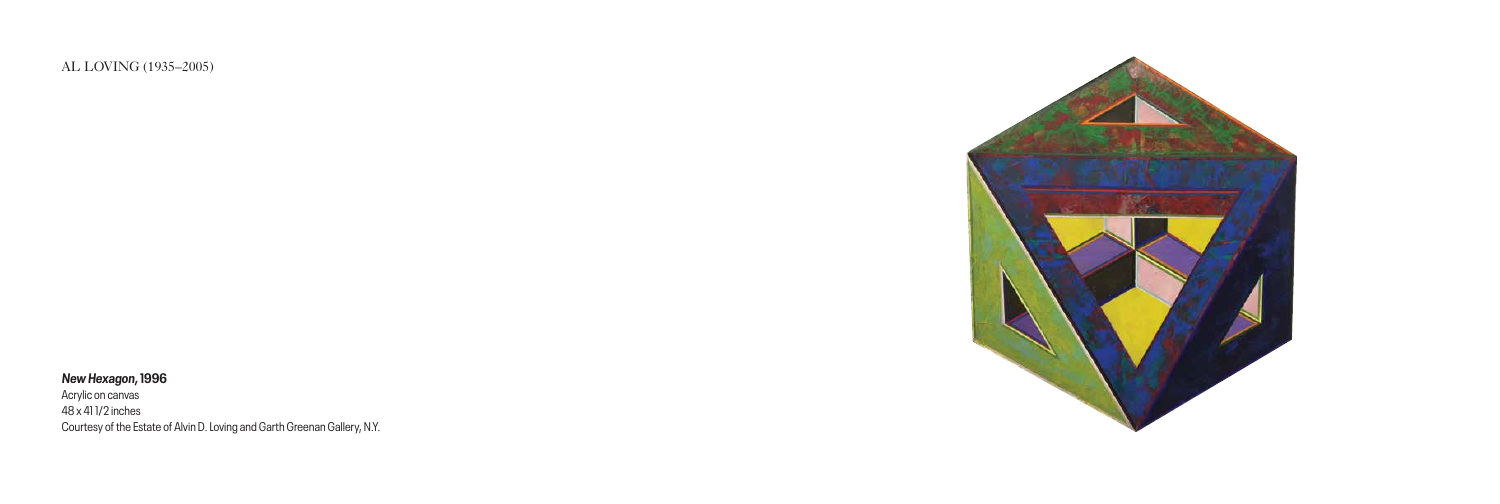AL LOVING (1935–2005)

***New Hexagon*, 1996**
Acrylic on canvas
48 x 41 1/2 inches
Courtesy of the Estate of Alvin D. Loving and Garth Greenan Gallery, N.Y.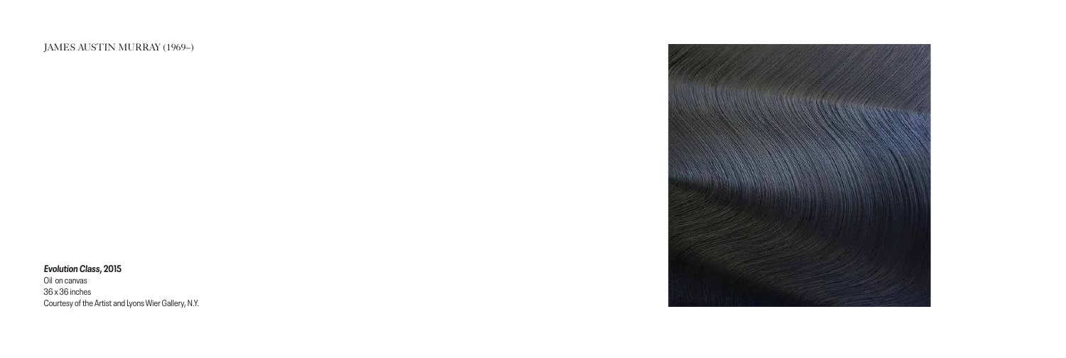JAMES AUSTIN MURRAY (1969–)

***Evolution Class*, 2015**
Oil on canvas
36 x 36 inches
Courtesy of the Artist and Lyons Wier Gallery, N.Y.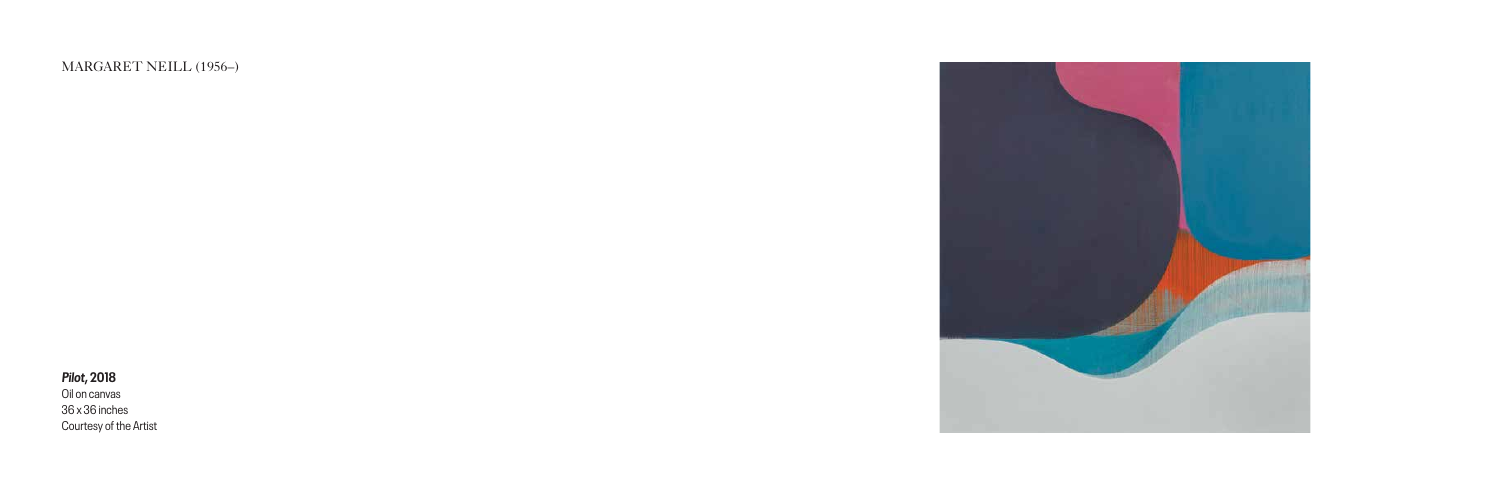MARGARET NEILL (1956–)

***Pilot*, 2018**
Oil on canvas
36 x 36 inches
Courtesy of the Artist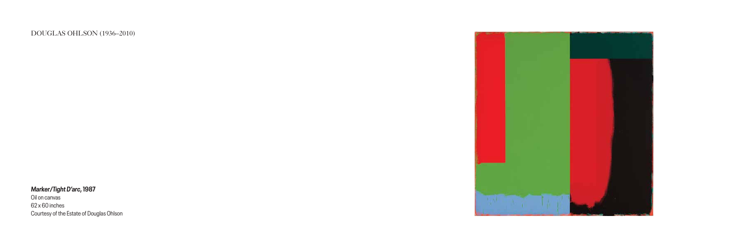DOUGLAS OHLSON (1936–2010)

***Marker/Tight D'arc*, 1987**
Oil on canvas
62 x 60 inches
Courtesy of the Estate of Douglas Ohlson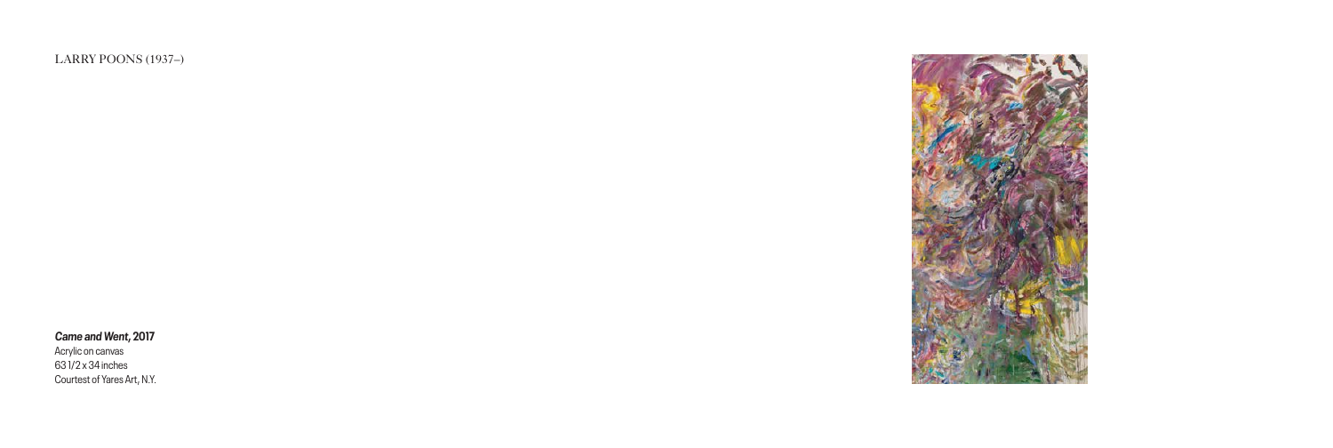LARRY POONS (1937–)

***Came and Went*, 2017**
Acrylic on canvas
63 1/2 x 34 inches
Courtest of Yares Art, N.Y.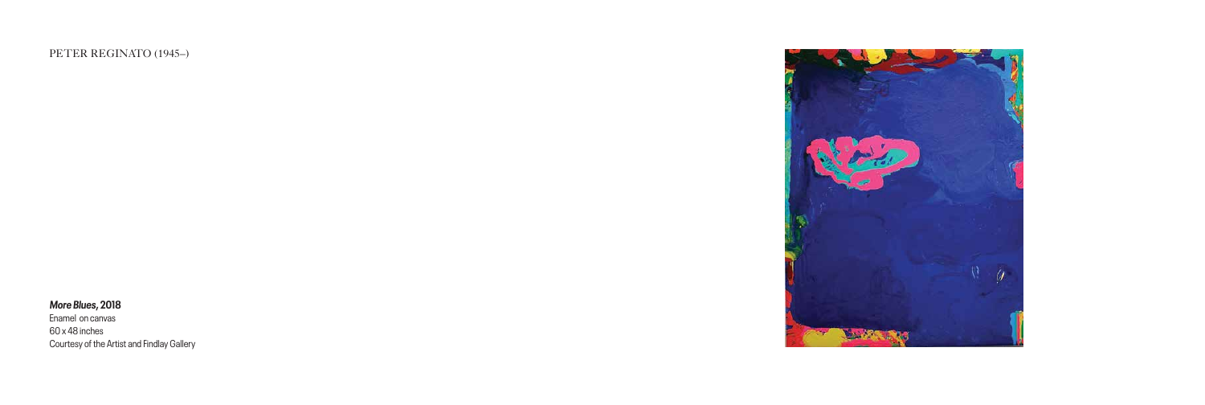PETER REGINATO (1945–)

***More Blues*, 2018**
Enamel on canvas
60 x 48 inches
Courtesy of the Artist and Findlay Gallery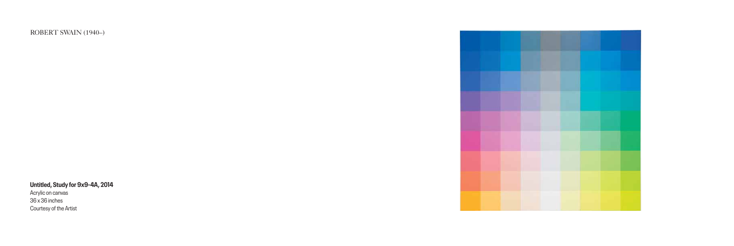ROBERT SWAIN (1940–)

**Untitled, Study for 9x9-4A, 2014**
Acrylic on canvas
36 x 36 inches
Courtesy of the Artist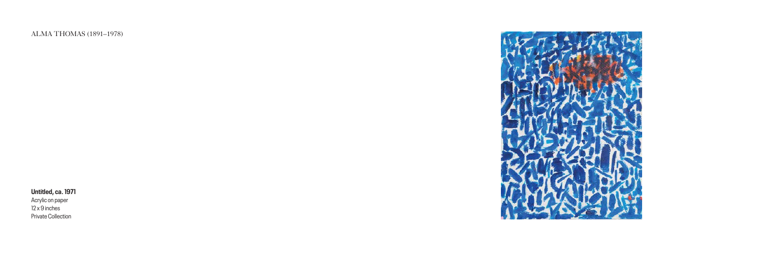ALMA THOMAS (1891–1978)

**Untitled, ca. 1971**
Acrylic on paper
12 x 9 inches
Private Collection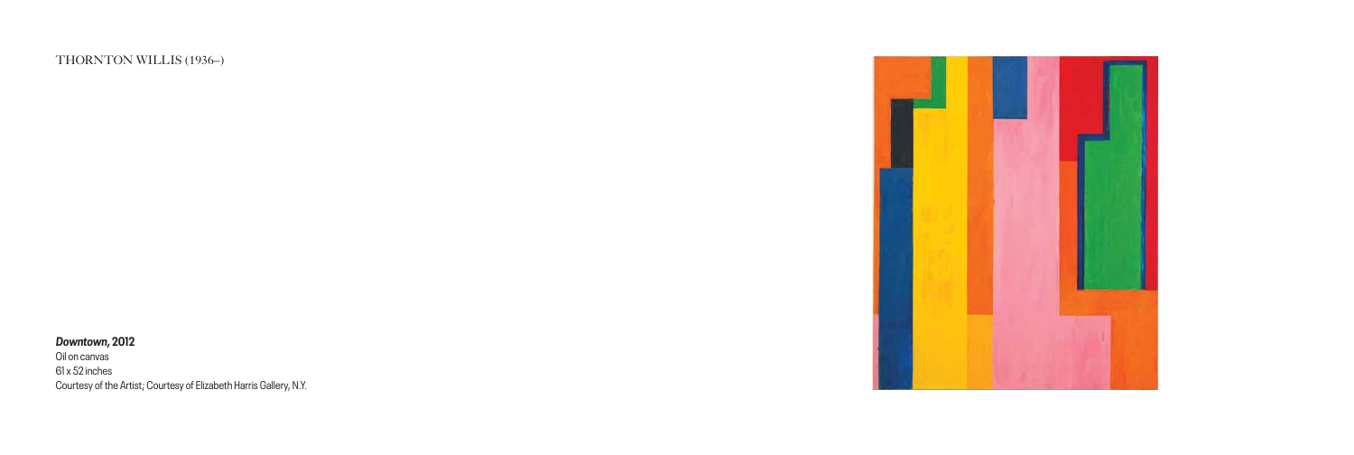THORNTON WILLIS (1936–)

***Downtown*, 2012**
Oil on canvas
61 x 52 inches
Courtesy of the Artist; Courtesy of Elizabeth Harris Gallery, N.Y.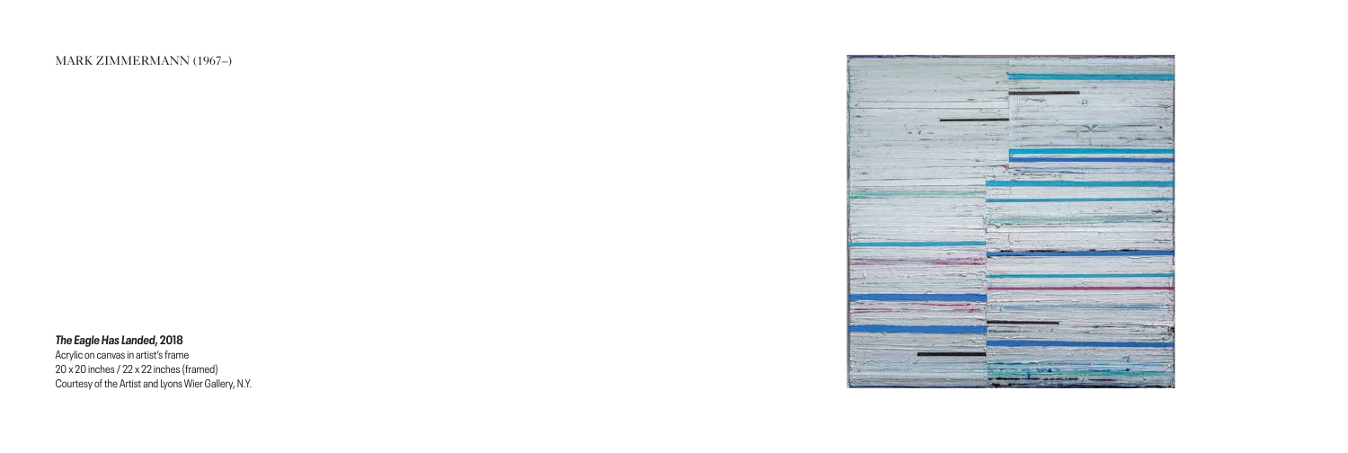MARK ZIMMERMANN (1967–)

***The Eagle Has Landed*, 2018**

Acrylic on canvas in artist's frame

20 x 20 inches / 22 x 22 inches (framed)

Courtesy of the Artist and Lyons Wier Gallery, N.Y.